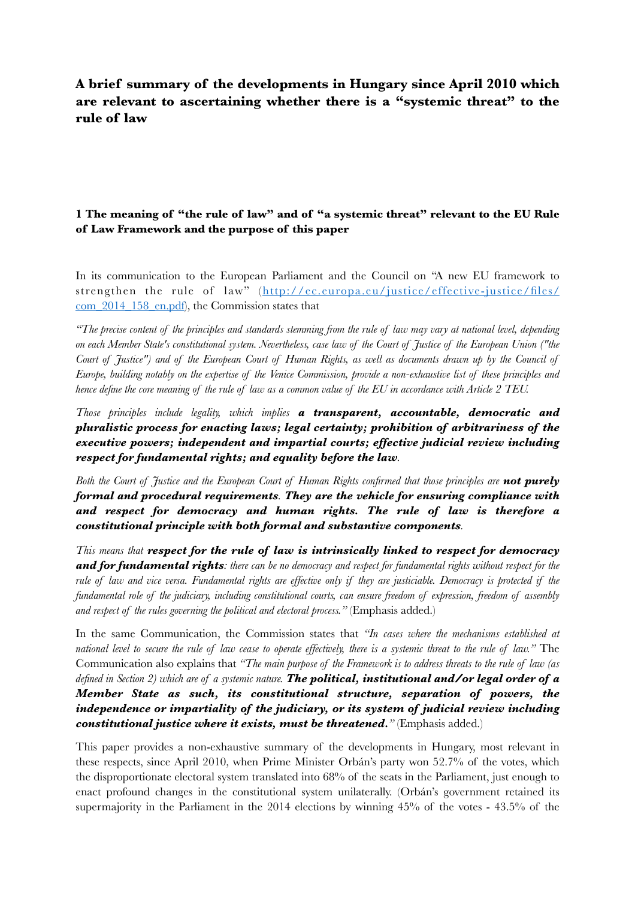# A brief summary of the developments in Hungary since April 2010 which are relevant to ascertaining whether there is a "systemic threat" to the rule of law

## 1 The meaning of "the rule of law" and of "a systemic threat" relevant to the EU Rule of Law Framework and the purpose of this paper

In its communication to the European Parliament and the Council on "A new EU framework to strengthen the rule of law" ([http://ec.europa.eu/justice/effective-justice/files/com_2014_158_en.pdf](http://ec.europa.eu/justice/effective-justice/files/com_2014_158_en.pdf)), the Commission states that

*"The precise content of the principles and standards stemming from the rule of law may vary at national level, depending on each Member State's constitutional system. Nevertheless, case law of the Court of Justice of the European Union ("the Court of Justice") and of the European Court of Human Rights, as well as documents drawn up by the Council of Europe, building notably on the expertise of the Venice Commission, provide a non-exhaustive list of these principles and hence define the core meaning of the rule of law as a common value of the EU in accordance with Article 2 TEU.*

*Those principles include legality, which implies* ***a transparent, accountable, democratic and pluralistic process for enacting laws; legal certainty; prohibition of arbitrariness of the executive powers; independent and impartial courts; effective judicial review including respect for fundamental rights; and equality before the law****.*

*Both the Court of Justice and the European Court of Human Rights confirmed that those principles are* ***not purely formal and procedural requirements****.* ***They are the vehicle for ensuring compliance with and respect for democracy and human rights. The rule of law is therefore a constitutional principle with both formal and substantive components****.*

*This means that* ***respect for the rule of law is intrinsically linked to respect for democracy and for fundamental rights****: there can be no democracy and respect for fundamental rights without respect for the rule of law and vice versa. Fundamental rights are effective only if they are justiciable. Democracy is protected if the fundamental role of the judiciary, including constitutional courts, can ensure freedom of expression, freedom of assembly and respect of the rules governing the political and electoral process."* (Emphasis added.)

In the same Communication, the Commission states that *"In cases where the mechanisms established at national level to secure the rule of law cease to operate effectively, there is a systemic threat to the rule of law."* The Communication also explains that *"The main purpose of the Framework is to address threats to the rule of law (as defined in Section 2) which are of a systemic nature.* ***The political, institutional and/or legal order of a Member State as such, its constitutional structure, separation of powers, the independence or impartiality of the judiciary, or its system of judicial review including constitutional justice where it exists, must be threatened.****"* (Emphasis added.)

This paper provides a non-exhaustive summary of the developments in Hungary, most relevant in these respects, since April 2010, when Prime Minister Orbán's party won 52.7% of the votes, which the disproportionate electoral system translated into 68% of the seats in the Parliament, just enough to enact profound changes in the constitutional system unilaterally. (Orbán's government retained its supermajority in the Parliament in the 2014 elections by winning 45% of the votes - 43.5% of the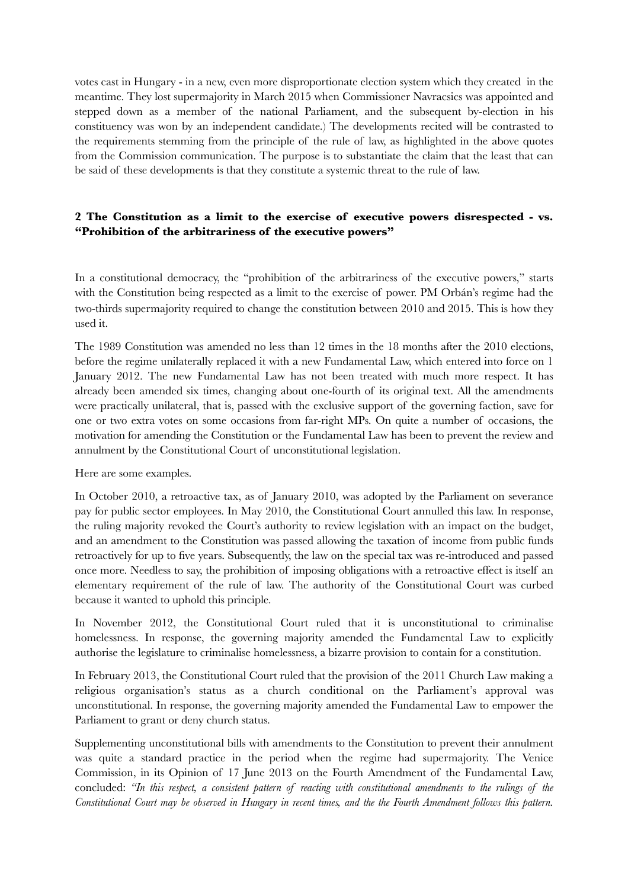votes cast in Hungary - in a new, even more disproportionate election system which they created in the meantime. They lost supermajority in March 2015 when Commissioner Navracsics was appointed and stepped down as a member of the national Parliament, and the subsequent by-election in his constituency was won by an independent candidate.) The developments recited will be contrasted to the requirements stemming from the principle of the rule of law, as highlighted in the above quotes from the Commission communication. The purpose is to substantiate the claim that the least that can be said of these developments is that they constitute a systemic threat to the rule of law.

## 2 The Constitution as a limit to the exercise of executive powers disrespected - vs. "Prohibition of the arbitrariness of the executive powers"

In a constitutional democracy, the "prohibition of the arbitrariness of the executive powers," starts with the Constitution being respected as a limit to the exercise of power. PM Orbán's regime had the two-thirds supermajority required to change the constitution between 2010 and 2015. This is how they used it.

The 1989 Constitution was amended no less than 12 times in the 18 months after the 2010 elections, before the regime unilaterally replaced it with a new Fundamental Law, which entered into force on 1 January 2012. The new Fundamental Law has not been treated with much more respect. It has already been amended six times, changing about one-fourth of its original text. All the amendments were practically unilateral, that is, passed with the exclusive support of the governing faction, save for one or two extra votes on some occasions from far-right MPs. On quite a number of occasions, the motivation for amending the Constitution or the Fundamental Law has been to prevent the review and annulment by the Constitutional Court of unconstitutional legislation.

Here are some examples.

In October 2010, a retroactive tax, as of January 2010, was adopted by the Parliament on severance pay for public sector employees. In May 2010, the Constitutional Court annulled this law. In response, the ruling majority revoked the Court's authority to review legislation with an impact on the budget, and an amendment to the Constitution was passed allowing the taxation of income from public funds retroactively for up to five years. Subsequently, the law on the special tax was re-introduced and passed once more. Needless to say, the prohibition of imposing obligations with a retroactive effect is itself an elementary requirement of the rule of law. The authority of the Constitutional Court was curbed because it wanted to uphold this principle.

In November 2012, the Constitutional Court ruled that it is unconstitutional to criminalise homelessness. In response, the governing majority amended the Fundamental Law to explicitly authorise the legislature to criminalise homelessness, a bizarre provision to contain for a constitution.

In February 2013, the Constitutional Court ruled that the provision of the 2011 Church Law making a religious organisation's status as a church conditional on the Parliament's approval was unconstitutional. In response, the governing majority amended the Fundamental Law to empower the Parliament to grant or deny church status.

Supplementing unconstitutional bills with amendments to the Constitution to prevent their annulment was quite a standard practice in the period when the regime had supermajority. The Venice Commission, in its Opinion of 17 June 2013 on the Fourth Amendment of the Fundamental Law, concluded: "*In this respect, a consistent pattern of reacting with constitutional amendments to the rulings of the Constitutional Court may be observed in Hungary in recent times, and the the Fourth Amendment follows this pattern.*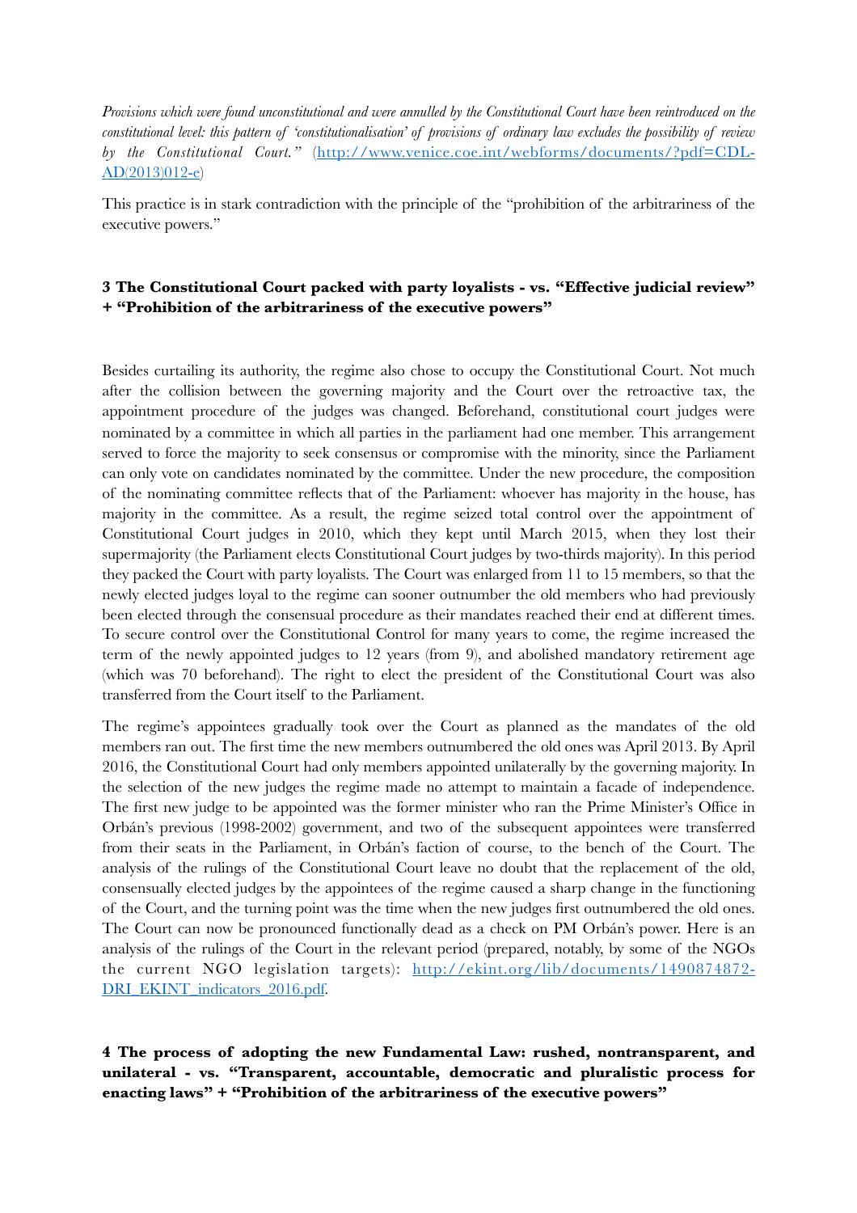*Provisions which were found unconstitutional and were annulled by the Constitutional Court have been reintroduced on the constitutional level: this pattern of 'constitutionalisation' of provisions of ordinary law excludes the possibility of review by the Constitutional Court."* ([http://www.venice.coe.int/webforms/documents/?pdf=CDL-AD(2013)012-e](http://www.venice.coe.int/webforms/documents/?pdf=CDL-AD(2013)012-e))

This practice is in stark contradiction with the principle of the "prohibition of the arbitrariness of the executive powers."

### 3 The Constitutional Court packed with party loyalists - vs. "Effective judicial review" + "Prohibition of the arbitrariness of the executive powers"

Besides curtailing its authority, the regime also chose to occupy the Constitutional Court. Not much after the collision between the governing majority and the Court over the retroactive tax, the appointment procedure of the judges was changed. Beforehand, constitutional court judges were nominated by a committee in which all parties in the parliament had one member. This arrangement served to force the majority to seek consensus or compromise with the minority, since the Parliament can only vote on candidates nominated by the committee. Under the new procedure, the composition of the nominating committee reflects that of the Parliament: whoever has majority in the house, has majority in the committee. As a result, the regime seized total control over the appointment of Constitutional Court judges in 2010, which they kept until March 2015, when they lost their supermajority (the Parliament elects Constitutional Court judges by two-thirds majority). In this period they packed the Court with party loyalists. The Court was enlarged from 11 to 15 members, so that the newly elected judges loyal to the regime can sooner outnumber the old members who had previously been elected through the consensual procedure as their mandates reached their end at different times. To secure control over the Constitutional Control for many years to come, the regime increased the term of the newly appointed judges to 12 years (from 9), and abolished mandatory retirement age (which was 70 beforehand). The right to elect the president of the Constitutional Court was also transferred from the Court itself to the Parliament.

The regime's appointees gradually took over the Court as planned as the mandates of the old members ran out. The first time the new members outnumbered the old ones was April 2013. By April 2016, the Constitutional Court had only members appointed unilaterally by the governing majority. In the selection of the new judges the regime made no attempt to maintain a facade of independence. The first new judge to be appointed was the former minister who ran the Prime Minister's Office in Orbán's previous (1998-2002) government, and two of the subsequent appointees were transferred from their seats in the Parliament, in Orbán's faction of course, to the bench of the Court. The analysis of the rulings of the Constitutional Court leave no doubt that the replacement of the old, consensually elected judges by the appointees of the regime caused a sharp change in the functioning of the Court, and the turning point was the time when the new judges first outnumbered the old ones. The Court can now be pronounced functionally dead as a check on PM Orbán's power. Here is an analysis of the rulings of the Court in the relevant period (prepared, notably, by some of the NGOs the current NGO legislation targets): [http://ekint.org/lib/documents/1490874872-DRI_EKINT_indicators_2016.pdf](http://ekint.org/lib/documents/1490874872-DRI_EKINT_indicators_2016.pdf).

### 4 The process of adopting the new Fundamental Law: rushed, nontransparent, and unilateral - vs. "Transparent, accountable, democratic and pluralistic process for enacting laws" + "Prohibition of the arbitrariness of the executive powers"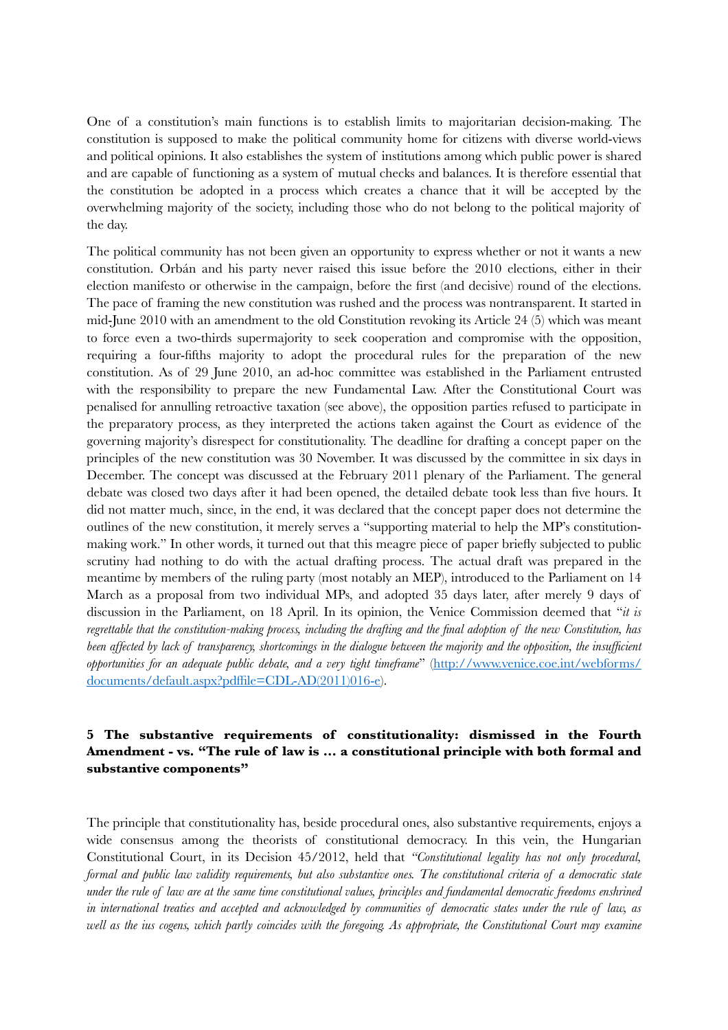One of a constitution's main functions is to establish limits to majoritarian decision-making. The constitution is supposed to make the political community home for citizens with diverse world-views and political opinions. It also establishes the system of institutions among which public power is shared and are capable of functioning as a system of mutual checks and balances. It is therefore essential that the constitution be adopted in a process which creates a chance that it will be accepted by the overwhelming majority of the society, including those who do not belong to the political majority of the day.

The political community has not been given an opportunity to express whether or not it wants a new constitution. Orbán and his party never raised this issue before the 2010 elections, either in their election manifesto or otherwise in the campaign, before the first (and decisive) round of the elections. The pace of framing the new constitution was rushed and the process was nontransparent. It started in mid-June 2010 with an amendment to the old Constitution revoking its Article 24 (5) which was meant to force even a two-thirds supermajority to seek cooperation and compromise with the opposition, requiring a four-fifths majority to adopt the procedural rules for the preparation of the new constitution. As of 29 June 2010, an ad-hoc committee was established in the Parliament entrusted with the responsibility to prepare the new Fundamental Law. After the Constitutional Court was penalised for annulling retroactive taxation (see above), the opposition parties refused to participate in the preparatory process, as they interpreted the actions taken against the Court as evidence of the governing majority's disrespect for constitutionality. The deadline for drafting a concept paper on the principles of the new constitution was 30 November. It was discussed by the committee in six days in December. The concept was discussed at the February 2011 plenary of the Parliament. The general debate was closed two days after it had been opened, the detailed debate took less than five hours. It did not matter much, since, in the end, it was declared that the concept paper does not determine the outlines of the new constitution, it merely serves a "supporting material to help the MP's constitution-making work." In other words, it turned out that this meagre piece of paper briefly subjected to public scrutiny had nothing to do with the actual drafting process. The actual draft was prepared in the meantime by members of the ruling party (most notably an MEP), introduced to the Parliament on 14 March as a proposal from two individual MPs, and adopted 35 days later, after merely 9 days of discussion in the Parliament, on 18 April. In its opinion, the Venice Commission deemed that "*it is regrettable that the constitution-making process, including the drafting and the final adoption of the new Constitution, has been affected by lack of transparency, shortcomings in the dialogue between the majority and the opposition, the insufficient opportunities for an adequate public debate, and a very tight timeframe*" (http://www.venice.coe.int/webforms/documents/default.aspx?pdffile=CDL-AD(2011)016-e).

## 5 The substantive requirements of constitutionality: dismissed in the Fourth Amendment - vs. "The rule of law is … a constitutional principle with both formal and substantive components"

The principle that constitutionality has, beside procedural ones, also substantive requirements, enjoys a wide consensus among the theorists of constitutional democracy. In this vein, the Hungarian Constitutional Court, in its Decision 45/2012, held that "*Constitutional legality has not only procedural, formal and public law validity requirements, but also substantive ones. The constitutional criteria of a democratic state under the rule of law are at the same time constitutional values, principles and fundamental democratic freedoms enshrined in international treaties and accepted and acknowledged by communities of democratic states under the rule of law, as well as the ius cogens, which partly coincides with the foregoing. As appropriate, the Constitutional Court may examine*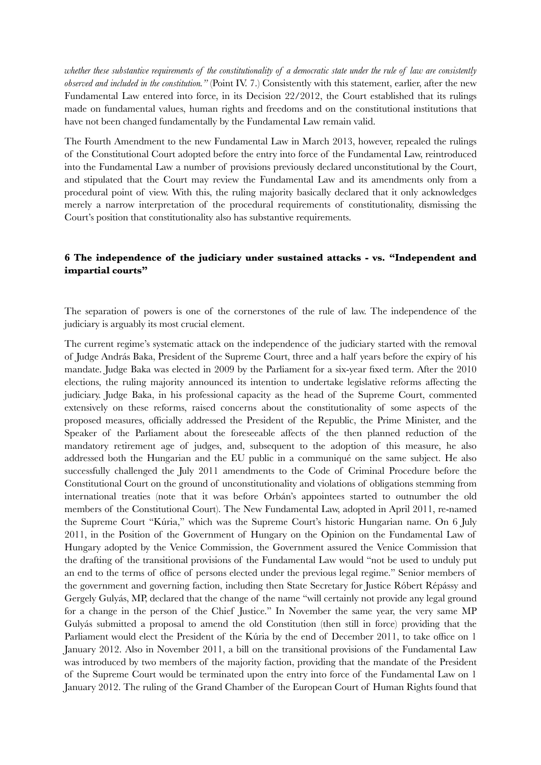*whether these substantive requirements of the constitutionality of a democratic state under the rule of law are consistently observed and included in the constitution."* (Point IV. 7.) Consistently with this statement, earlier, after the new Fundamental Law entered into force, in its Decision 22/2012, the Court established that its rulings made on fundamental values, human rights and freedoms and on the constitutional institutions that have not been changed fundamentally by the Fundamental Law remain valid.

The Fourth Amendment to the new Fundamental Law in March 2013, however, repealed the rulings of the Constitutional Court adopted before the entry into force of the Fundamental Law, reintroduced into the Fundamental Law a number of provisions previously declared unconstitutional by the Court, and stipulated that the Court may review the Fundamental Law and its amendments only from a procedural point of view. With this, the ruling majority basically declared that it only acknowledges merely a narrow interpretation of the procedural requirements of constitutionality, dismissing the Court's position that constitutionality also has substantive requirements.

## 6 The independence of the judiciary under sustained attacks - vs. "Independent and impartial courts"

The separation of powers is one of the cornerstones of the rule of law. The independence of the judiciary is arguably its most crucial element.

The current regime's systematic attack on the independence of the judiciary started with the removal of Judge András Baka, President of the Supreme Court, three and a half years before the expiry of his mandate. Judge Baka was elected in 2009 by the Parliament for a six-year fixed term. After the 2010 elections, the ruling majority announced its intention to undertake legislative reforms affecting the judiciary. Judge Baka, in his professional capacity as the head of the Supreme Court, commented extensively on these reforms, raised concerns about the constitutionality of some aspects of the proposed measures, officially addressed the President of the Republic, the Prime Minister, and the Speaker of the Parliament about the foreseeable affects of the then planned reduction of the mandatory retirement age of judges, and, subsequent to the adoption of this measure, he also addressed both the Hungarian and the EU public in a communiqué on the same subject. He also successfully challenged the July 2011 amendments to the Code of Criminal Procedure before the Constitutional Court on the ground of unconstitutionality and violations of obligations stemming from international treaties (note that it was before Orbán's appointees started to outnumber the old members of the Constitutional Court). The New Fundamental Law, adopted in April 2011, re-named the Supreme Court "Kúria," which was the Supreme Court's historic Hungarian name. On 6 July 2011, in the Position of the Government of Hungary on the Opinion on the Fundamental Law of Hungary adopted by the Venice Commission, the Government assured the Venice Commission that the drafting of the transitional provisions of the Fundamental Law would "not be used to unduly put an end to the terms of office of persons elected under the previous legal regime." Senior members of the government and governing faction, including then State Secretary for Justice Róbert Répássy and Gergely Gulyás, MP, declared that the change of the name "will certainly not provide any legal ground for a change in the person of the Chief Justice." In November the same year, the very same MP Gulyás submitted a proposal to amend the old Constitution (then still in force) providing that the Parliament would elect the President of the Kúria by the end of December 2011, to take office on 1 January 2012. Also in November 2011, a bill on the transitional provisions of the Fundamental Law was introduced by two members of the majority faction, providing that the mandate of the President of the Supreme Court would be terminated upon the entry into force of the Fundamental Law on 1 January 2012. The ruling of the Grand Chamber of the European Court of Human Rights found that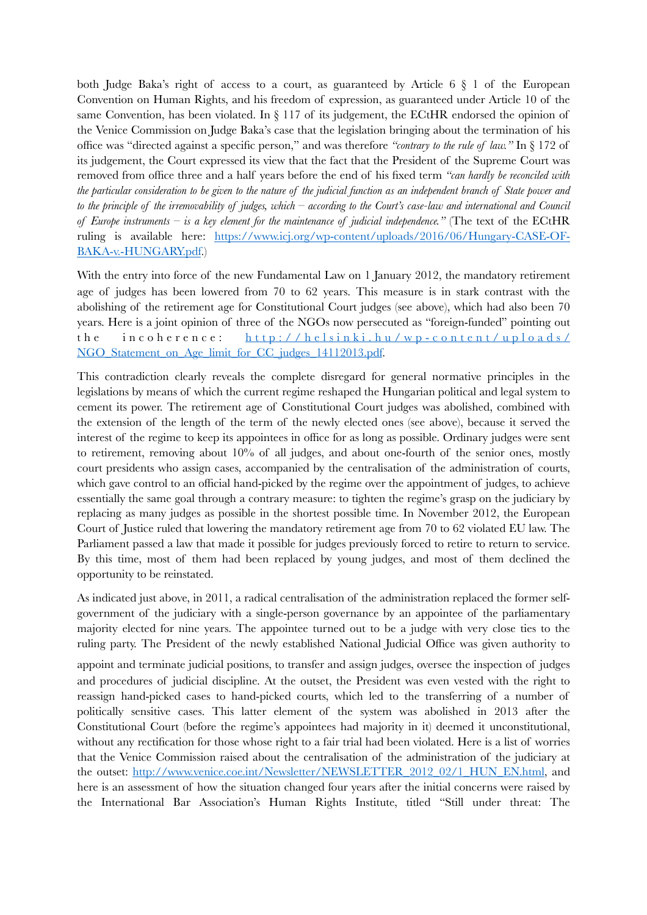both Judge Baka's right of access to a court, as guaranteed by Article 6 § 1 of the European Convention on Human Rights, and his freedom of expression, as guaranteed under Article 10 of the same Convention, has been violated. In § 117 of its judgement, the ECtHR endorsed the opinion of the Venice Commission on Judge Baka's case that the legislation bringing about the termination of his office was "directed against a specific person," and was therefore *"contrary to the rule of law."* In § 172 of its judgement, the Court expressed its view that the fact that the President of the Supreme Court was removed from office three and a half years before the end of his fixed term *"can hardly be reconciled with the particular consideration to be given to the nature of the judicial function as an independent branch of State power and to the principle of the irremovability of judges, which – according to the Court's case-law and international and Council of Europe instruments – is a key element for the maintenance of judicial independence."* (The text of the ECtHR ruling is available here: [https://www.icj.org/wp-content/uploads/2016/06/Hungary-CASE-OF-BAKA-v.-HUNGARY.pdf](https://www.icj.org/wp-content/uploads/2016/06/Hungary-CASE-OF-BAKA-v.-HUNGARY.pdf).)

With the entry into force of the new Fundamental Law on 1 January 2012, the mandatory retirement age of judges has been lowered from 70 to 62 years. This measure is in stark contrast with the abolishing of the retirement age for Constitutional Court judges (see above), which had also been 70 years. Here is a joint opinion of three of the NGOs now persecuted as "foreign-funded" pointing out the incoherence: [http://helsinki.hu/wp-content/uploads/NGO_Statement_on_Age_limit_for_CC_judges_14112013.pdf](http://helsinki.hu/wp-content/uploads/NGO_Statement_on_Age_limit_for_CC_judges_14112013.pdf).

This contradiction clearly reveals the complete disregard for general normative principles in the legislations by means of which the current regime reshaped the Hungarian political and legal system to cement its power. The retirement age of Constitutional Court judges was abolished, combined with the extension of the length of the term of the newly elected ones (see above), because it served the interest of the regime to keep its appointees in office for as long as possible. Ordinary judges were sent to retirement, removing about 10% of all judges, and about one-fourth of the senior ones, mostly court presidents who assign cases, accompanied by the centralisation of the administration of courts, which gave control to an official hand-picked by the regime over the appointment of judges, to achieve essentially the same goal through a contrary measure: to tighten the regime's grasp on the judiciary by replacing as many judges as possible in the shortest possible time. In November 2012, the European Court of Justice ruled that lowering the mandatory retirement age from 70 to 62 violated EU law. The Parliament passed a law that made it possible for judges previously forced to retire to return to service. By this time, most of them had been replaced by young judges, and most of them declined the opportunity to be reinstated.

As indicated just above, in 2011, a radical centralisation of the administration replaced the former self-government of the judiciary with a single-person governance by an appointee of the parliamentary majority elected for nine years. The appointee turned out to be a judge with very close ties to the ruling party. The President of the newly established National Judicial Office was given authority to appoint and terminate judicial positions, to transfer and assign judges, oversee the inspection of judges and procedures of judicial discipline. At the outset, the President was even vested with the right to reassign hand-picked cases to hand-picked courts, which led to the transferring of a number of politically sensitive cases. This latter element of the system was abolished in 2013 after the Constitutional Court (before the regime's appointees had majority in it) deemed it unconstitutional, without any rectification for those whose right to a fair trial had been violated. Here is a list of worries that the Venice Commission raised about the centralisation of the administration of the judiciary at the outset: [http://www.venice.coe.int/Newsletter/NEWSLETTER_2012_02/1_HUN_EN.html](http://www.venice.coe.int/Newsletter/NEWSLETTER_2012_02/1_HUN_EN.html), and here is an assessment of how the situation changed four years after the initial concerns were raised by the International Bar Association's Human Rights Institute, titled "Still under threat: The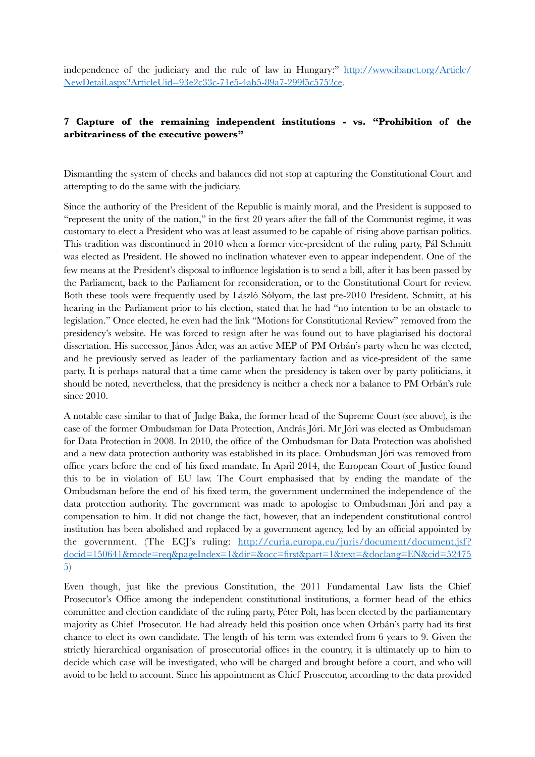independence of the judiciary and the rule of law in Hungary:" http://www.ibanet.org/Article/NewDetail.aspx?ArticleUid=93e2c33c-71e5-4ab5-89a7-299f5c5752ce.

## 7 Capture of the remaining independent institutions - vs. "Prohibition of the arbitrariness of the executive powers"

Dismantling the system of checks and balances did not stop at capturing the Constitutional Court and attempting to do the same with the judiciary.

Since the authority of the President of the Republic is mainly moral, and the President is supposed to "represent the unity of the nation," in the first 20 years after the fall of the Communist regime, it was customary to elect a President who was at least assumed to be capable of rising above partisan politics. This tradition was discontinued in 2010 when a former vice-president of the ruling party, Pál Schmitt was elected as President. He showed no inclination whatever even to appear independent. One of the few means at the President's disposal to influence legislation is to send a bill, after it has been passed by the Parliament, back to the Parliament for reconsideration, or to the Constitutional Court for review. Both these tools were frequently used by László Sólyom, the last pre-2010 President. Schmitt, at his hearing in the Parliament prior to his election, stated that he had "no intention to be an obstacle to legislation." Once elected, he even had the link "Motions for Constitutional Review" removed from the presidency's website. He was forced to resign after he was found out to have plagiarised his doctoral dissertation. His successor, János Áder, was an active MEP of PM Orbán's party when he was elected, and he previously served as leader of the parliamentary faction and as vice-president of the same party. It is perhaps natural that a time came when the presidency is taken over by party politicians, it should be noted, nevertheless, that the presidency is neither a check nor a balance to PM Orbán's rule since 2010.

A notable case similar to that of Judge Baka, the former head of the Supreme Court (see above), is the case of the former Ombudsman for Data Protection, András Jóri. Mr Jóri was elected as Ombudsman for Data Protection in 2008. In 2010, the office of the Ombudsman for Data Protection was abolished and a new data protection authority was established in its place. Ombudsman Jóri was removed from office years before the end of his fixed mandate. In April 2014, the European Court of Justice found this to be in violation of EU law. The Court emphasised that by ending the mandate of the Ombudsman before the end of his fixed term, the government undermined the independence of the data protection authority. The government was made to apologise to Ombudsman Jóri and pay a compensation to him. It did not change the fact, however, that an independent constitutional control institution has been abolished and replaced by a government agency, led by an official appointed by the government. (The ECJ's ruling: http://curia.europa.eu/juris/document/document.jsf?docid=150641&mode=req&pageIndex=1&dir=&occ=first&part=1&text=&doclang=EN&cid=524755)

Even though, just like the previous Constitution, the 2011 Fundamental Law lists the Chief Prosecutor's Office among the independent constitutional institutions, a former head of the ethics committee and election candidate of the ruling party, Péter Polt, has been elected by the parliamentary majority as Chief Prosecutor. He had already held this position once when Orbán's party had its first chance to elect its own candidate. The length of his term was extended from 6 years to 9. Given the strictly hierarchical organisation of prosecutorial offices in the country, it is ultimately up to him to decide which case will be investigated, who will be charged and brought before a court, and who will avoid to be held to account. Since his appointment as Chief Prosecutor, according to the data provided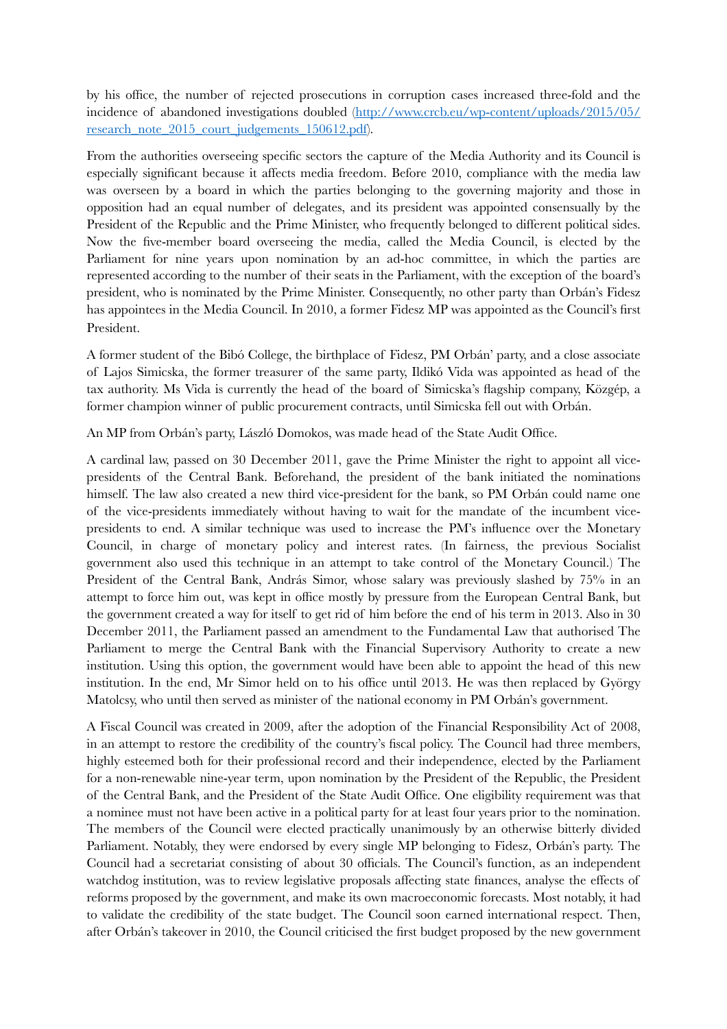by his office, the number of rejected prosecutions in corruption cases increased three-fold and the incidence of abandoned investigations doubled (http://www.crcb.eu/wp-content/uploads/2015/05/research_note_2015_court_judgements_150612.pdf).

From the authorities overseeing specific sectors the capture of the Media Authority and its Council is especially significant because it affects media freedom. Before 2010, compliance with the media law was overseen by a board in which the parties belonging to the governing majority and those in opposition had an equal number of delegates, and its president was appointed consensually by the President of the Republic and the Prime Minister, who frequently belonged to different political sides. Now the five-member board overseeing the media, called the Media Council, is elected by the Parliament for nine years upon nomination by an ad-hoc committee, in which the parties are represented according to the number of their seats in the Parliament, with the exception of the board's president, who is nominated by the Prime Minister. Consequently, no other party than Orbán's Fidesz has appointees in the Media Council. In 2010, a former Fidesz MP was appointed as the Council's first President.

A former student of the Bibó College, the birthplace of Fidesz, PM Orbán' party, and a close associate of Lajos Simicska, the former treasurer of the same party, Ildikó Vida was appointed as head of the tax authority. Ms Vida is currently the head of the board of Simicska's flagship company, Közgép, a former champion winner of public procurement contracts, until Simicska fell out with Orbán.

An MP from Orbán's party, László Domokos, was made head of the State Audit Office.

A cardinal law, passed on 30 December 2011, gave the Prime Minister the right to appoint all vice-presidents of the Central Bank. Beforehand, the president of the bank initiated the nominations himself. The law also created a new third vice-president for the bank, so PM Orbán could name one of the vice-presidents immediately without having to wait for the mandate of the incumbent vice-presidents to end. A similar technique was used to increase the PM's influence over the Monetary Council, in charge of monetary policy and interest rates. (In fairness, the previous Socialist government also used this technique in an attempt to take control of the Monetary Council.) The President of the Central Bank, András Simor, whose salary was previously slashed by 75% in an attempt to force him out, was kept in office mostly by pressure from the European Central Bank, but the government created a way for itself to get rid of him before the end of his term in 2013. Also in 30 December 2011, the Parliament passed an amendment to the Fundamental Law that authorised The Parliament to merge the Central Bank with the Financial Supervisory Authority to create a new institution. Using this option, the government would have been able to appoint the head of this new institution. In the end, Mr Simor held on to his office until 2013. He was then replaced by György Matolcsy, who until then served as minister of the national economy in PM Orbán's government.

A Fiscal Council was created in 2009, after the adoption of the Financial Responsibility Act of 2008, in an attempt to restore the credibility of the country's fiscal policy. The Council had three members, highly esteemed both for their professional record and their independence, elected by the Parliament for a non-renewable nine-year term, upon nomination by the President of the Republic, the President of the Central Bank, and the President of the State Audit Office. One eligibility requirement was that a nominee must not have been active in a political party for at least four years prior to the nomination. The members of the Council were elected practically unanimously by an otherwise bitterly divided Parliament. Notably, they were endorsed by every single MP belonging to Fidesz, Orbán's party. The Council had a secretariat consisting of about 30 officials. The Council's function, as an independent watchdog institution, was to review legislative proposals affecting state finances, analyse the effects of reforms proposed by the government, and make its own macroeconomic forecasts. Most notably, it had to validate the credibility of the state budget. The Council soon earned international respect. Then, after Orbán's takeover in 2010, the Council criticised the first budget proposed by the new government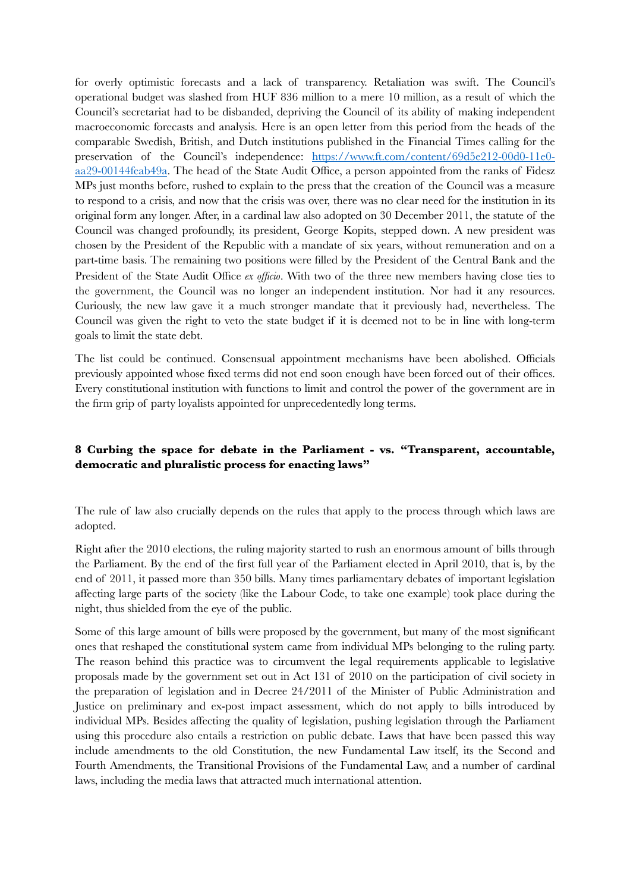for overly optimistic forecasts and a lack of transparency. Retaliation was swift. The Council's operational budget was slashed from HUF 836 million to a mere 10 million, as a result of which the Council's secretariat had to be disbanded, depriving the Council of its ability of making independent macroeconomic forecasts and analysis. Here is an open letter from this period from the heads of the comparable Swedish, British, and Dutch institutions published in the Financial Times calling for the preservation of the Council's independence: [https://www.ft.com/content/69d5e212-00d0-11e0-aa29-00144feab49a](https://www.ft.com/content/69d5e212-00d0-11e0-aa29-00144feab49a). The head of the State Audit Office, a person appointed from the ranks of Fidesz MPs just months before, rushed to explain to the press that the creation of the Council was a measure to respond to a crisis, and now that the crisis was over, there was no clear need for the institution in its original form any longer. After, in a cardinal law also adopted on 30 December 2011, the statute of the Council was changed profoundly, its president, George Kopits, stepped down. A new president was chosen by the President of the Republic with a mandate of six years, without remuneration and on a part-time basis. The remaining two positions were filled by the President of the Central Bank and the President of the State Audit Office *ex officio*. With two of the three new members having close ties to the government, the Council was no longer an independent institution. Nor had it any resources. Curiously, the new law gave it a much stronger mandate that it previously had, nevertheless. The Council was given the right to veto the state budget if it is deemed not to be in line with long-term goals to limit the state debt.

The list could be continued. Consensual appointment mechanisms have been abolished. Officials previously appointed whose fixed terms did not end soon enough have been forced out of their offices. Every constitutional institution with functions to limit and control the power of the government are in the firm grip of party loyalists appointed for unprecedentedly long terms.

## 8 Curbing the space for debate in the Parliament - vs. "Transparent, accountable, democratic and pluralistic process for enacting laws"

The rule of law also crucially depends on the rules that apply to the process through which laws are adopted.

Right after the 2010 elections, the ruling majority started to rush an enormous amount of bills through the Parliament. By the end of the first full year of the Parliament elected in April 2010, that is, by the end of 2011, it passed more than 350 bills. Many times parliamentary debates of important legislation affecting large parts of the society (like the Labour Code, to take one example) took place during the night, thus shielded from the eye of the public.

Some of this large amount of bills were proposed by the government, but many of the most significant ones that reshaped the constitutional system came from individual MPs belonging to the ruling party. The reason behind this practice was to circumvent the legal requirements applicable to legislative proposals made by the government set out in Act 131 of 2010 on the participation of civil society in the preparation of legislation and in Decree 24/2011 of the Minister of Public Administration and Justice on preliminary and ex-post impact assessment, which do not apply to bills introduced by individual MPs. Besides affecting the quality of legislation, pushing legislation through the Parliament using this procedure also entails a restriction on public debate. Laws that have been passed this way include amendments to the old Constitution, the new Fundamental Law itself, its the Second and Fourth Amendments, the Transitional Provisions of the Fundamental Law, and a number of cardinal laws, including the media laws that attracted much international attention.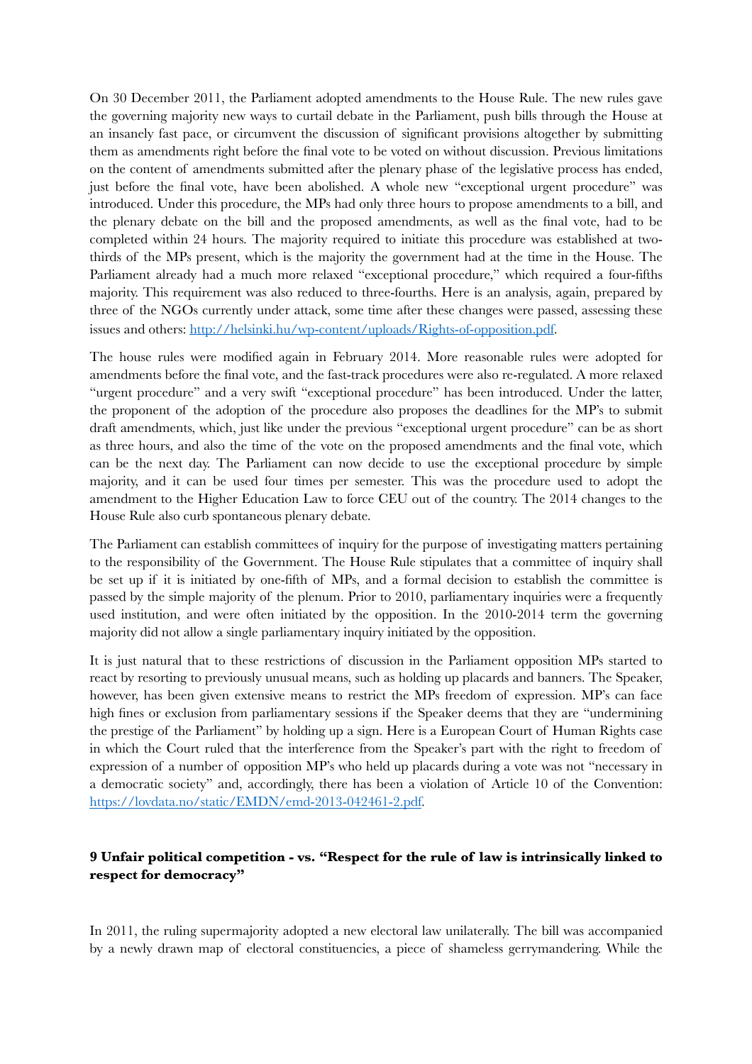On 30 December 2011, the Parliament adopted amendments to the House Rule. The new rules gave the governing majority new ways to curtail debate in the Parliament, push bills through the House at an insanely fast pace, or circumvent the discussion of significant provisions altogether by submitting them as amendments right before the final vote to be voted on without discussion. Previous limitations on the content of amendments submitted after the plenary phase of the legislative process has ended, just before the final vote, have been abolished. A whole new "exceptional urgent procedure" was introduced. Under this procedure, the MPs had only three hours to propose amendments to a bill, and the plenary debate on the bill and the proposed amendments, as well as the final vote, had to be completed within 24 hours. The majority required to initiate this procedure was established at two-thirds of the MPs present, which is the majority the government had at the time in the House. The Parliament already had a much more relaxed "exceptional procedure," which required a four-fifths majority. This requirement was also reduced to three-fourths. Here is an analysis, again, prepared by three of the NGOs currently under attack, some time after these changes were passed, assessing these issues and others: [http://helsinki.hu/wp-content/uploads/Rights-of-opposition.pdf](http://helsinki.hu/wp-content/uploads/Rights-of-opposition.pdf).

The house rules were modified again in February 2014. More reasonable rules were adopted for amendments before the final vote, and the fast-track procedures were also re-regulated. A more relaxed "urgent procedure" and a very swift "exceptional procedure" has been introduced. Under the latter, the proponent of the adoption of the procedure also proposes the deadlines for the MP's to submit draft amendments, which, just like under the previous "exceptional urgent procedure" can be as short as three hours, and also the time of the vote on the proposed amendments and the final vote, which can be the next day. The Parliament can now decide to use the exceptional procedure by simple majority, and it can be used four times per semester. This was the procedure used to adopt the amendment to the Higher Education Law to force CEU out of the country. The 2014 changes to the House Rule also curb spontaneous plenary debate.

The Parliament can establish committees of inquiry for the purpose of investigating matters pertaining to the responsibility of the Government. The House Rule stipulates that a committee of inquiry shall be set up if it is initiated by one-fifth of MPs, and a formal decision to establish the committee is passed by the simple majority of the plenum. Prior to 2010, parliamentary inquiries were a frequently used institution, and were often initiated by the opposition. In the 2010-2014 term the governing majority did not allow a single parliamentary inquiry initiated by the opposition.

It is just natural that to these restrictions of discussion in the Parliament opposition MPs started to react by resorting to previously unusual means, such as holding up placards and banners. The Speaker, however, has been given extensive means to restrict the MPs freedom of expression. MP's can face high fines or exclusion from parliamentary sessions if the Speaker deems that they are "undermining the prestige of the Parliament" by holding up a sign. Here is a European Court of Human Rights case in which the Court ruled that the interference from the Speaker's part with the right to freedom of expression of a number of opposition MP's who held up placards during a vote was not "necessary in a democratic society" and, accordingly, there has been a violation of Article 10 of the Convention: [https://lovdata.no/static/EMDN/emd-2013-042461-2.pdf](https://lovdata.no/static/EMDN/emd-2013-042461-2.pdf).

## 9 Unfair political competition - vs. "Respect for the rule of law is intrinsically linked to respect for democracy"

In 2011, the ruling supermajority adopted a new electoral law unilaterally. The bill was accompanied by a newly drawn map of electoral constituencies, a piece of shameless gerrymandering. While the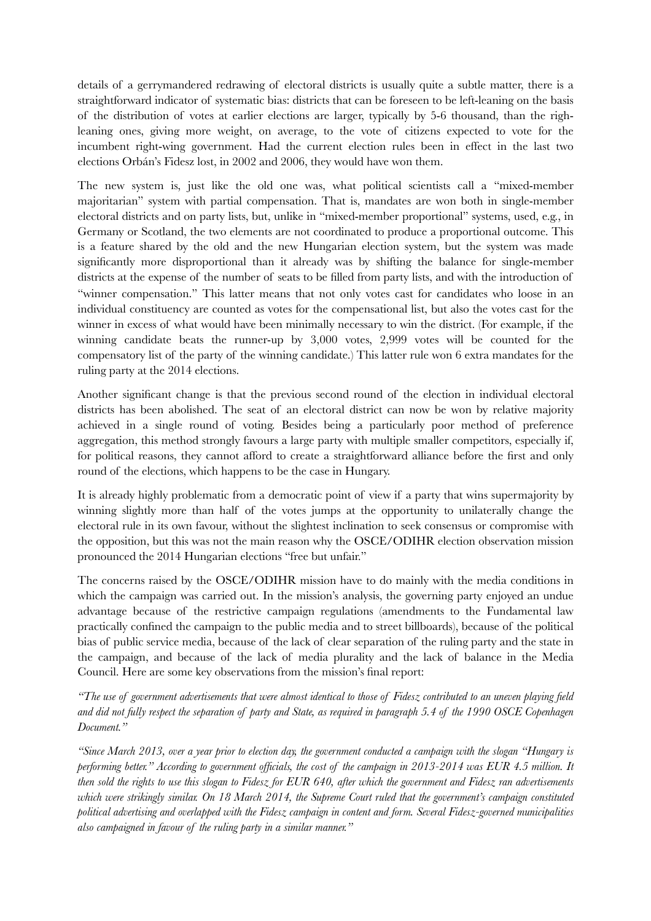details of a gerrymandered redrawing of electoral districts is usually quite a subtle matter, there is a straightforward indicator of systematic bias: districts that can be foreseen to be left-leaning on the basis of the distribution of votes at earlier elections are larger, typically by 5-6 thousand, than the righ-leaning ones, giving more weight, on average, to the vote of citizens expected to vote for the incumbent right-wing government. Had the current election rules been in effect in the last two elections Orbán's Fidesz lost, in 2002 and 2006, they would have won them.

The new system is, just like the old one was, what political scientists call a "mixed-member majoritarian" system with partial compensation. That is, mandates are won both in single-member electoral districts and on party lists, but, unlike in "mixed-member proportional" systems, used, e.g., in Germany or Scotland, the two elements are not coordinated to produce a proportional outcome. This is a feature shared by the old and the new Hungarian election system, but the system was made significantly more disproportional than it already was by shifting the balance for single-member districts at the expense of the number of seats to be filled from party lists, and with the introduction of "winner compensation." This latter means that not only votes cast for candidates who loose in an individual constituency are counted as votes for the compensational list, but also the votes cast for the winner in excess of what would have been minimally necessary to win the district. (For example, if the winning candidate beats the runner-up by 3,000 votes, 2,999 votes will be counted for the compensatory list of the party of the winning candidate.) This latter rule won 6 extra mandates for the ruling party at the 2014 elections.

Another significant change is that the previous second round of the election in individual electoral districts has been abolished. The seat of an electoral district can now be won by relative majority achieved in a single round of voting. Besides being a particularly poor method of preference aggregation, this method strongly favours a large party with multiple smaller competitors, especially if, for political reasons, they cannot afford to create a straightforward alliance before the first and only round of the elections, which happens to be the case in Hungary.

It is already highly problematic from a democratic point of view if a party that wins supermajority by winning slightly more than half of the votes jumps at the opportunity to unilaterally change the electoral rule in its own favour, without the slightest inclination to seek consensus or compromise with the opposition, but this was not the main reason why the OSCE/ODIHR election observation mission pronounced the 2014 Hungarian elections "free but unfair."

The concerns raised by the OSCE/ODIHR mission have to do mainly with the media conditions in which the campaign was carried out. In the mission's analysis, the governing party enjoyed an undue advantage because of the restrictive campaign regulations (amendments to the Fundamental law practically confined the campaign to the public media and to street billboards), because of the political bias of public service media, because of the lack of clear separation of the ruling party and the state in the campaign, and because of the lack of media plurality and the lack of balance in the Media Council. Here are some key observations from the mission's final report:

*"The use of government advertisements that were almost identical to those of Fidesz contributed to an uneven playing field and did not fully respect the separation of party and State, as required in paragraph 5.4 of the 1990 OSCE Copenhagen Document."*

*"Since March 2013, over a year prior to election day, the government conducted a campaign with the slogan "Hungary is performing better." According to government officials, the cost of the campaign in 2013-2014 was EUR 4.5 million. It then sold the rights to use this slogan to Fidesz for EUR 640, after which the government and Fidesz ran advertisements which were strikingly similar. On 18 March 2014, the Supreme Court ruled that the government's campaign constituted political advertising and overlapped with the Fidesz campaign in content and form. Several Fidesz-governed municipalities also campaigned in favour of the ruling party in a similar manner."*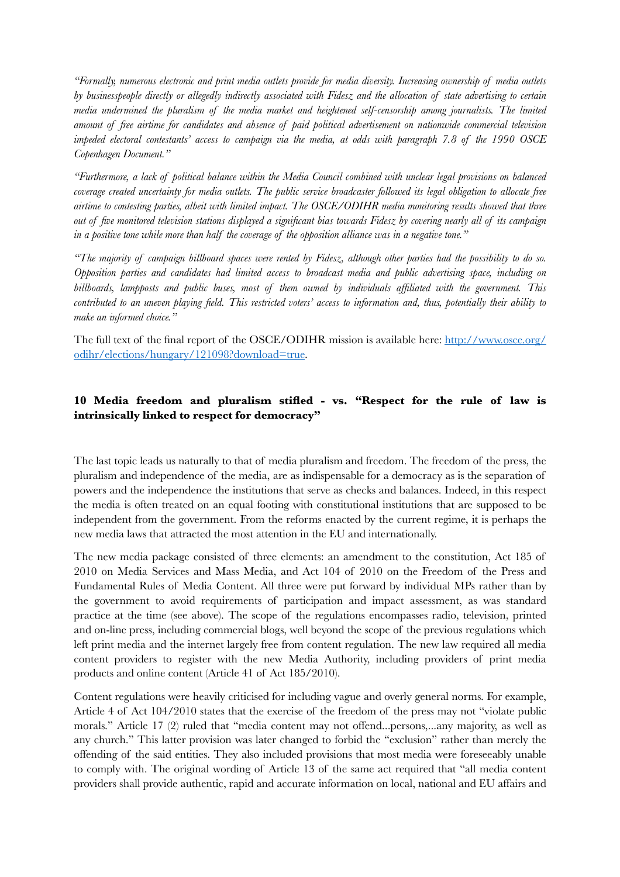*"Formally, numerous electronic and print media outlets provide for media diversity. Increasing ownership of media outlets by businesspeople directly or allegedly indirectly associated with Fidesz and the allocation of state advertising to certain media undermined the pluralism of the media market and heightened self-censorship among journalists. The limited amount of free airtime for candidates and absence of paid political advertisement on nationwide commercial television impeded electoral contestants' access to campaign via the media, at odds with paragraph 7.8 of the 1990 OSCE Copenhagen Document."*

*"Furthermore, a lack of political balance within the Media Council combined with unclear legal provisions on balanced coverage created uncertainty for media outlets. The public service broadcaster followed its legal obligation to allocate free airtime to contesting parties, albeit with limited impact. The OSCE/ODIHR media monitoring results showed that three out of five monitored television stations displayed a significant bias towards Fidesz by covering nearly all of its campaign in a positive tone while more than half the coverage of the opposition alliance was in a negative tone."*

*"The majority of campaign billboard spaces were rented by Fidesz, although other parties had the possibility to do so. Opposition parties and candidates had limited access to broadcast media and public advertising space, including on billboards, lampposts and public buses, most of them owned by individuals affiliated with the government. This contributed to an uneven playing field. This restricted voters' access to information and, thus, potentially their ability to make an informed choice."*

The full text of the final report of the OSCE/ODIHR mission is available here: [http://www.osce.org/odihr/elections/hungary/121098?download=true](http://www.osce.org/odihr/elections/hungary/121098?download=true).

## 10 Media freedom and pluralism stifled - vs. "Respect for the rule of law is intrinsically linked to respect for democracy"

The last topic leads us naturally to that of media pluralism and freedom. The freedom of the press, the pluralism and independence of the media, are as indispensable for a democracy as is the separation of powers and the independence the institutions that serve as checks and balances. Indeed, in this respect the media is often treated on an equal footing with constitutional institutions that are supposed to be independent from the government. From the reforms enacted by the current regime, it is perhaps the new media laws that attracted the most attention in the EU and internationally.

The new media package consisted of three elements: an amendment to the constitution, Act 185 of 2010 on Media Services and Mass Media, and Act 104 of 2010 on the Freedom of the Press and Fundamental Rules of Media Content. All three were put forward by individual MPs rather than by the government to avoid requirements of participation and impact assessment, as was standard practice at the time (see above). The scope of the regulations encompasses radio, television, printed and on-line press, including commercial blogs, well beyond the scope of the previous regulations which left print media and the internet largely free from content regulation. The new law required all media content providers to register with the new Media Authority, including providers of print media products and online content (Article 41 of Act 185/2010).

Content regulations were heavily criticised for including vague and overly general norms. For example, Article 4 of Act 104/2010 states that the exercise of the freedom of the press may not "violate public morals." Article 17 (2) ruled that "media content may not offend...persons,...any majority, as well as any church." This latter provision was later changed to forbid the "exclusion" rather than merely the offending of the said entities. They also included provisions that most media were foreseeably unable to comply with. The original wording of Article 13 of the same act required that "all media content providers shall provide authentic, rapid and accurate information on local, national and EU affairs and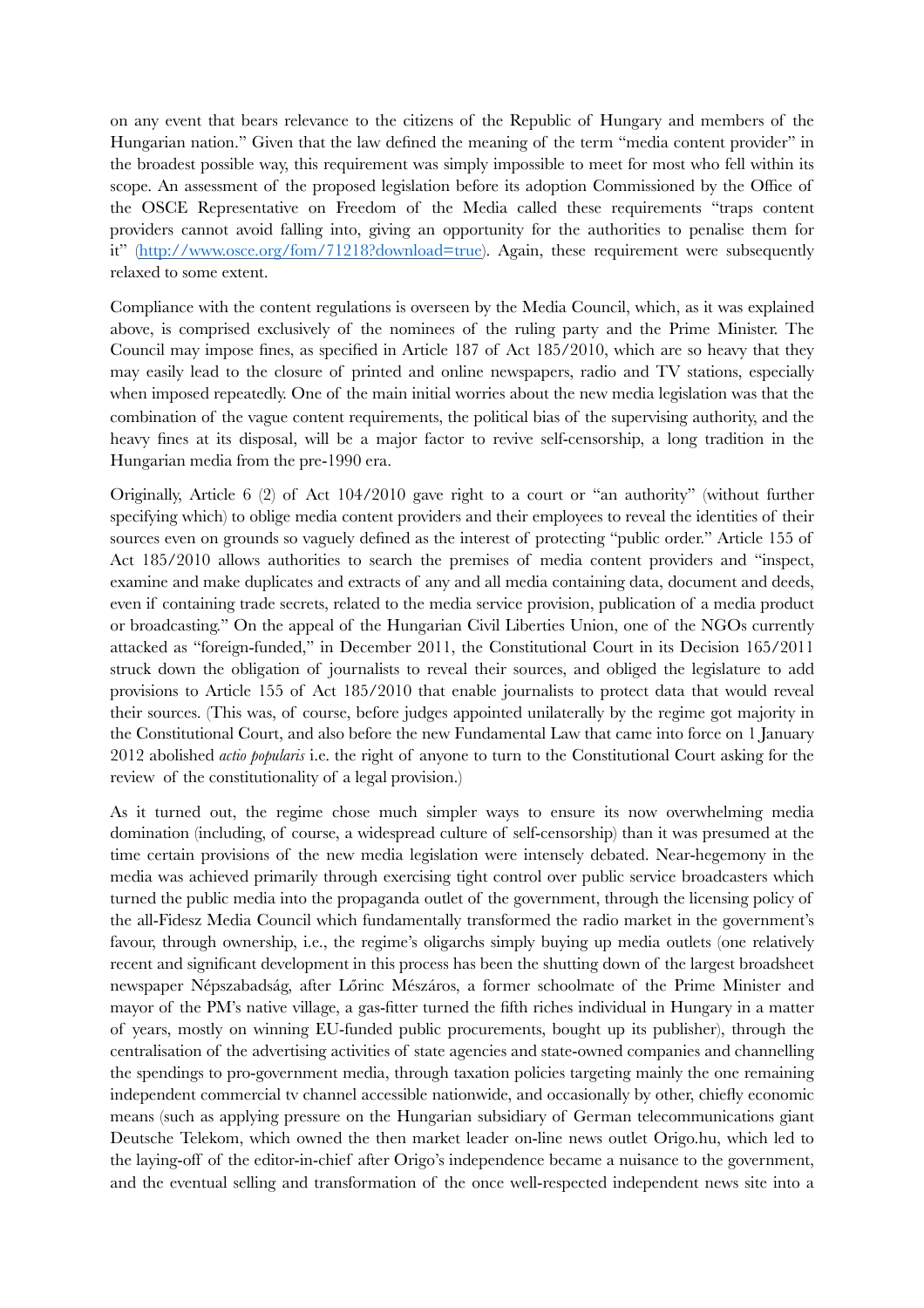on any event that bears relevance to the citizens of the Republic of Hungary and members of the Hungarian nation." Given that the law defined the meaning of the term "media content provider" in the broadest possible way, this requirement was simply impossible to meet for most who fell within its scope. An assessment of the proposed legislation before its adoption Commissioned by the Office of the OSCE Representative on Freedom of the Media called these requirements "traps content providers cannot avoid falling into, giving an opportunity for the authorities to penalise them for it" (http://www.osce.org/fom/71218?download=true). Again, these requirement were subsequently relaxed to some extent.

Compliance with the content regulations is overseen by the Media Council, which, as it was explained above, is comprised exclusively of the nominees of the ruling party and the Prime Minister. The Council may impose fines, as specified in Article 187 of Act 185/2010, which are so heavy that they may easily lead to the closure of printed and online newspapers, radio and TV stations, especially when imposed repeatedly. One of the main initial worries about the new media legislation was that the combination of the vague content requirements, the political bias of the supervising authority, and the heavy fines at its disposal, will be a major factor to revive self-censorship, a long tradition in the Hungarian media from the pre-1990 era.

Originally, Article 6 (2) of Act 104/2010 gave right to a court or "an authority" (without further specifying which) to oblige media content providers and their employees to reveal the identities of their sources even on grounds so vaguely defined as the interest of protecting "public order." Article 155 of Act 185/2010 allows authorities to search the premises of media content providers and "inspect, examine and make duplicates and extracts of any and all media containing data, document and deeds, even if containing trade secrets, related to the media service provision, publication of a media product or broadcasting." On the appeal of the Hungarian Civil Liberties Union, one of the NGOs currently attacked as "foreign-funded," in December 2011, the Constitutional Court in its Decision 165/2011 struck down the obligation of journalists to reveal their sources, and obliged the legislature to add provisions to Article 155 of Act 185/2010 that enable journalists to protect data that would reveal their sources. (This was, of course, before judges appointed unilaterally by the regime got majority in the Constitutional Court, and also before the new Fundamental Law that came into force on 1 January 2012 abolished *actio popularis* i.e. the right of anyone to turn to the Constitutional Court asking for the review of the constitutionality of a legal provision.)

As it turned out, the regime chose much simpler ways to ensure its now overwhelming media domination (including, of course, a widespread culture of self-censorship) than it was presumed at the time certain provisions of the new media legislation were intensely debated. Near-hegemony in the media was achieved primarily through exercising tight control over public service broadcasters which turned the public media into the propaganda outlet of the government, through the licensing policy of the all-Fidesz Media Council which fundamentally transformed the radio market in the government's favour, through ownership, i.e., the regime's oligarchs simply buying up media outlets (one relatively recent and significant development in this process has been the shutting down of the largest broadsheet newspaper Népszabadság, after Lőrinc Mészáros, a former schoolmate of the Prime Minister and mayor of the PM's native village, a gas-fitter turned the fifth riches individual in Hungary in a matter of years, mostly on winning EU-funded public procurements, bought up its publisher), through the centralisation of the advertising activities of state agencies and state-owned companies and channelling the spendings to pro-government media, through taxation policies targeting mainly the one remaining independent commercial tv channel accessible nationwide, and occasionally by other, chiefly economic means (such as applying pressure on the Hungarian subsidiary of German telecommunications giant Deutsche Telekom, which owned the then market leader on-line news outlet Origo.hu, which led to the laying-off of the editor-in-chief after Origo's independence became a nuisance to the government, and the eventual selling and transformation of the once well-respected independent news site into a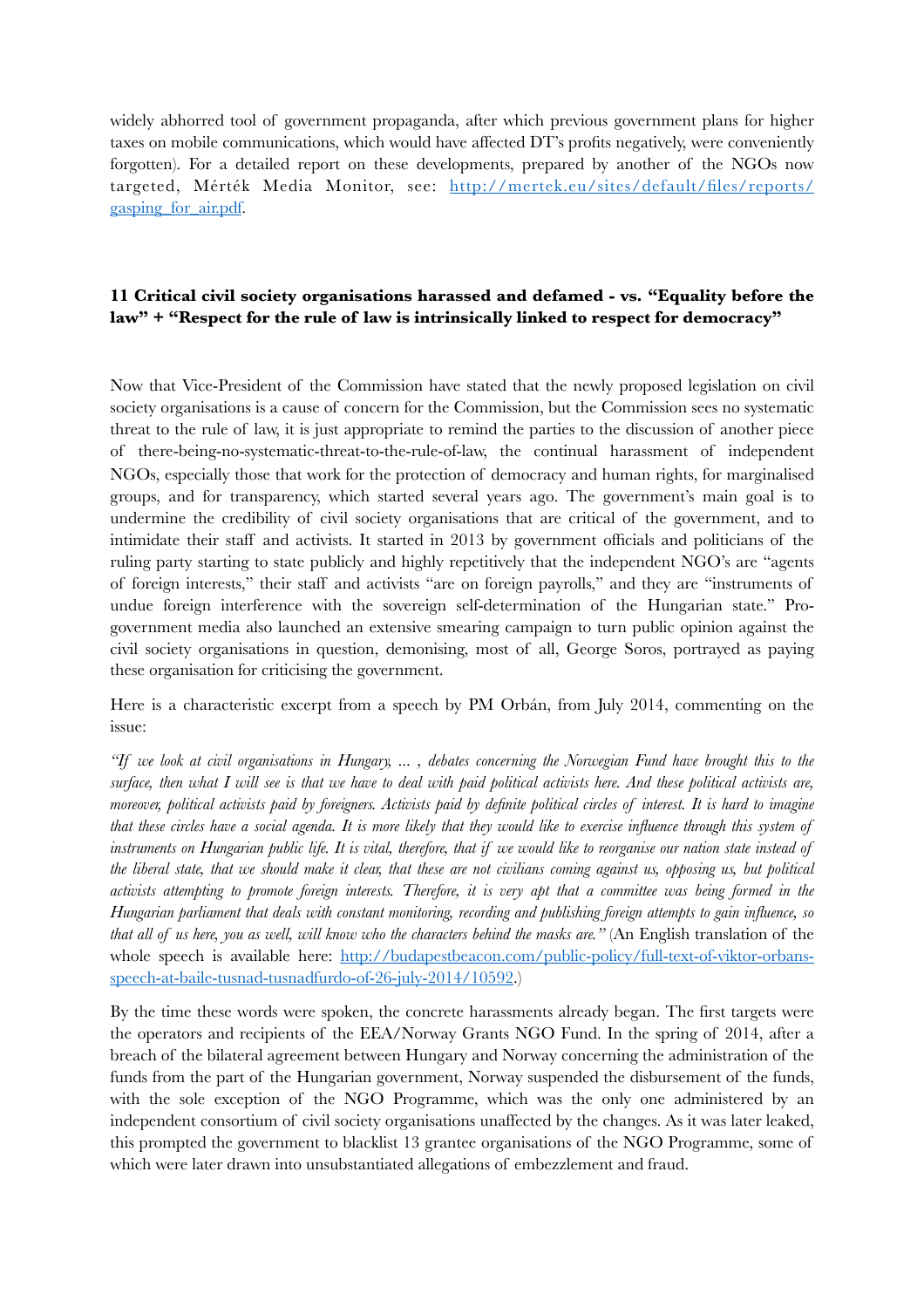widely abhorred tool of government propaganda, after which previous government plans for higher taxes on mobile communications, which would have affected DT's profits negatively, were conveniently forgotten). For a detailed report on these developments, prepared by another of the NGOs now targeted, Mérték Media Monitor, see: [http://mertek.eu/sites/default/files/reports/gasping_for_air.pdf](http://mertek.eu/sites/default/files/reports/gasping_for_air.pdf).

## 11 Critical civil society organisations harassed and defamed - vs. "Equality before the law" + "Respect for the rule of law is intrinsically linked to respect for democracy"

Now that Vice-President of the Commission have stated that the newly proposed legislation on civil society organisations is a cause of concern for the Commission, but the Commission sees no systematic threat to the rule of law, it is just appropriate to remind the parties to the discussion of another piece of there-being-no-systematic-threat-to-the-rule-of-law, the continual harassment of independent NGOs, especially those that work for the protection of democracy and human rights, for marginalised groups, and for transparency, which started several years ago. The government's main goal is to undermine the credibility of civil society organisations that are critical of the government, and to intimidate their staff and activists. It started in 2013 by government officials and politicians of the ruling party starting to state publicly and highly repetitively that the independent NGO's are "agents of foreign interests," their staff and activists "are on foreign payrolls," and they are "instruments of undue foreign interference with the sovereign self-determination of the Hungarian state." Pro-government media also launched an extensive smearing campaign to turn public opinion against the civil society organisations in question, demonising, most of all, George Soros, portrayed as paying these organisation for criticising the government.

Here is a characteristic excerpt from a speech by PM Orbán, from July 2014, commenting on the issue:

*"If we look at civil organisations in Hungary, ... , debates concerning the Norwegian Fund have brought this to the surface, then what I will see is that we have to deal with paid political activists here. And these political activists are, moreover, political activists paid by foreigners. Activists paid by definite political circles of interest. It is hard to imagine that these circles have a social agenda. It is more likely that they would like to exercise influence through this system of instruments on Hungarian public life. It is vital, therefore, that if we would like to reorganise our nation state instead of the liberal state, that we should make it clear, that these are not civilians coming against us, opposing us, but political activists attempting to promote foreign interests. Therefore, it is very apt that a committee was being formed in the Hungarian parliament that deals with constant monitoring, recording and publishing foreign attempts to gain influence, so that all of us here, you as well, will know who the characters behind the masks are."* (An English translation of the whole speech is available here: [http://budapestbeacon.com/public-policy/full-text-of-viktor-orbans-speech-at-baile-tusnad-tusnadfurdo-of-26-july-2014/10592](http://budapestbeacon.com/public-policy/full-text-of-viktor-orbans-speech-at-baile-tusnad-tusnadfurdo-of-26-july-2014/10592).)

By the time these words were spoken, the concrete harassments already began. The first targets were the operators and recipients of the EEA/Norway Grants NGO Fund. In the spring of 2014, after a breach of the bilateral agreement between Hungary and Norway concerning the administration of the funds from the part of the Hungarian government, Norway suspended the disbursement of the funds, with the sole exception of the NGO Programme, which was the only one administered by an independent consortium of civil society organisations unaffected by the changes. As it was later leaked, this prompted the government to blacklist 13 grantee organisations of the NGO Programme, some of which were later drawn into unsubstantiated allegations of embezzlement and fraud.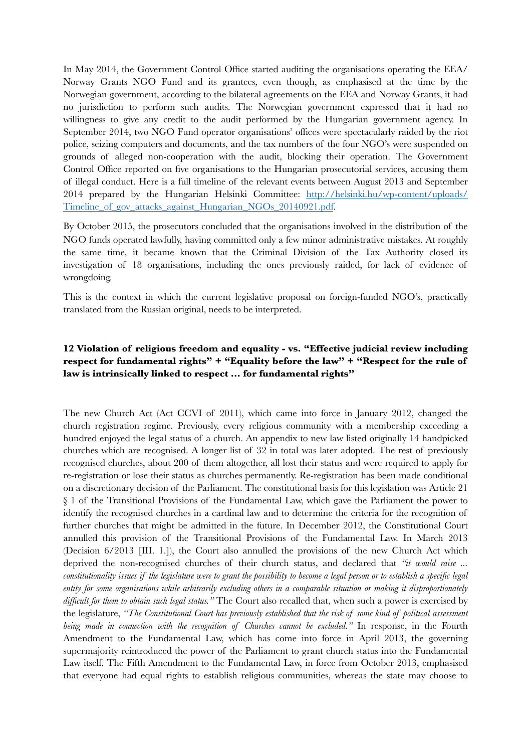In May 2014, the Government Control Office started auditing the organisations operating the EEA/Norway Grants NGO Fund and its grantees, even though, as emphasised at the time by the Norwegian government, according to the bilateral agreements on the EEA and Norway Grants, it had no jurisdiction to perform such audits. The Norwegian government expressed that it had no willingness to give any credit to the audit performed by the Hungarian government agency. In September 2014, two NGO Fund operator organisations' offices were spectacularly raided by the riot police, seizing computers and documents, and the tax numbers of the four NGO's were suspended on grounds of alleged non-cooperation with the audit, blocking their operation. The Government Control Office reported on five organisations to the Hungarian prosecutorial services, accusing them of illegal conduct. Here is a full timeline of the relevant events between August 2013 and September 2014 prepared by the Hungarian Helsinki Committee: [http://helsinki.hu/wp-content/uploads/Timeline_of_gov_attacks_against_Hungarian_NGOs_20140921.pdf](http://helsinki.hu/wp-content/uploads/Timeline_of_gov_attacks_against_Hungarian_NGOs_20140921.pdf).

By October 2015, the prosecutors concluded that the organisations involved in the distribution of the NGO funds operated lawfully, having committed only a few minor administrative mistakes. At roughly the same time, it became known that the Criminal Division of the Tax Authority closed its investigation of 18 organisations, including the ones previously raided, for lack of evidence of wrongdoing.

This is the context in which the current legislative proposal on foreign-funded NGO's, practically translated from the Russian original, needs to be interpreted.

### 12 Violation of religious freedom and equality - vs. "Effective judicial review including respect for fundamental rights" + "Equality before the law" + "Respect for the rule of law is intrinsically linked to respect … for fundamental rights"

The new Church Act (Act CCVI of 2011), which came into force in January 2012, changed the church registration regime. Previously, every religious community with a membership exceeding a hundred enjoyed the legal status of a church. An appendix to new law listed originally 14 handpicked churches which are recognised. A longer list of 32 in total was later adopted. The rest of previously recognised churches, about 200 of them altogether, all lost their status and were required to apply for re-registration or lose their status as churches permanently. Re-registration has been made conditional on a discretionary decision of the Parliament. The constitutional basis for this legislation was Article 21 § 1 of the Transitional Provisions of the Fundamental Law, which gave the Parliament the power to identify the recognised churches in a cardinal law and to determine the criteria for the recognition of further churches that might be admitted in the future. In December 2012, the Constitutional Court annulled this provision of the Transitional Provisions of the Fundamental Law. In March 2013 (Decision 6/2013 [III. 1.]), the Court also annulled the provisions of the new Church Act which deprived the non-recognised churches of their church status, and declared that *"it would raise … constitutionality issues if the legislature were to grant the possibility to become a legal person or to establish a specific legal entity for some organisations while arbitrarily excluding others in a comparable situation or making it disproportionately difficult for them to obtain such legal status."* The Court also recalled that, when such a power is exercised by the legislature, *"The Constitutional Court has previously established that the risk of some kind of political assessment being made in connection with the recognition of Churches cannot be excluded."* In response, in the Fourth Amendment to the Fundamental Law, which has come into force in April 2013, the governing supermajority reintroduced the power of the Parliament to grant church status into the Fundamental Law itself. The Fifth Amendment to the Fundamental Law, in force from October 2013, emphasised that everyone had equal rights to establish religious communities, whereas the state may choose to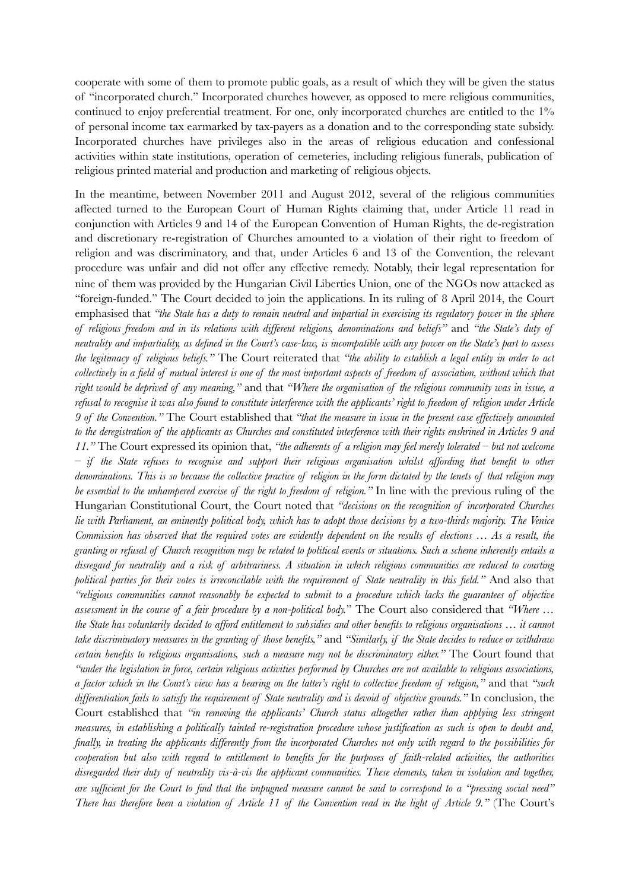cooperate with some of them to promote public goals, as a result of which they will be given the status of "incorporated church." Incorporated churches however, as opposed to mere religious communities, continued to enjoy preferential treatment. For one, only incorporated churches are entitled to the 1% of personal income tax earmarked by tax-payers as a donation and to the corresponding state subsidy. Incorporated churches have privileges also in the areas of religious education and confessional activities within state institutions, operation of cemeteries, including religious funerals, publication of religious printed material and production and marketing of religious objects.

In the meantime, between November 2011 and August 2012, several of the religious communities affected turned to the European Court of Human Rights claiming that, under Article 11 read in conjunction with Articles 9 and 14 of the European Convention of Human Rights, the de-registration and discretionary re-registration of Churches amounted to a violation of their right to freedom of religion and was discriminatory, and that, under Articles 6 and 13 of the Convention, the relevant procedure was unfair and did not offer any effective remedy. Notably, their legal representation for nine of them was provided by the Hungarian Civil Liberties Union, one of the NGOs now attacked as "foreign-funded." The Court decided to join the applications. In its ruling of 8 April 2014, the Court emphasised that *"the State has a duty to remain neutral and impartial in exercising its regulatory power in the sphere of religious freedom and in its relations with different religions, denominations and beliefs"* and *"the State's duty of neutrality and impartiality, as defined in the Court's case-law, is incompatible with any power on the State's part to assess the legitimacy of religious beliefs."* The Court reiterated that *"the ability to establish a legal entity in order to act collectively in a field of mutual interest is one of the most important aspects of freedom of association, without which that right would be deprived of any meaning,"* and that *"Where the organisation of the religious community was in issue, a refusal to recognise it was also found to constitute interference with the applicants' right to freedom of religion under Article 9 of the Convention."* The Court established that *"that the measure in issue in the present case effectively amounted to the deregistration of the applicants as Churches and constituted interference with their rights enshrined in Articles 9 and 11."* The Court expressed its opinion that, *"the adherents of a religion may feel merely tolerated – but not welcome – if the State refuses to recognise and support their religious organisation whilst affording that benefit to other denominations. This is so because the collective practice of religion in the form dictated by the tenets of that religion may be essential to the unhampered exercise of the right to freedom of religion."* In line with the previous ruling of the Hungarian Constitutional Court, the Court noted that *"decisions on the recognition of incorporated Churches lie with Parliament, an eminently political body, which has to adopt those decisions by a two-thirds majority. The Venice Commission has observed that the required votes are evidently dependent on the results of elections … As a result, the granting or refusal of Church recognition may be related to political events or situations. Such a scheme inherently entails a disregard for neutrality and a risk of arbitrariness. A situation in which religious communities are reduced to courting political parties for their votes is irreconcilable with the requirement of State neutrality in this field."* And also that *"religious communities cannot reasonably be expected to submit to a procedure which lacks the guarantees of objective assessment in the course of a fair procedure by a non-political body."* The Court also considered that *"Where … the State has voluntarily decided to afford entitlement to subsidies and other benefits to religious organisations … it cannot take discriminatory measures in the granting of those benefits,"* and *"Similarly, if the State decides to reduce or withdraw certain benefits to religious organisations, such a measure may not be discriminatory either."* The Court found that *"under the legislation in force, certain religious activities performed by Churches are not available to religious associations, a factor which in the Court's view has a bearing on the latter's right to collective freedom of religion,"* and that *"such differentiation fails to satisfy the requirement of State neutrality and is devoid of objective grounds."* In conclusion, the Court established that *"in removing the applicants' Church status altogether rather than applying less stringent measures, in establishing a politically tainted re-registration procedure whose justification as such is open to doubt and, finally, in treating the applicants differently from the incorporated Churches not only with regard to the possibilities for cooperation but also with regard to entitlement to benefits for the purposes of faith-related activities, the authorities disregarded their duty of neutrality vis-à-vis the applicant communities. These elements, taken in isolation and together, are sufficient for the Court to find that the impugned measure cannot be said to correspond to a "pressing social need" There has therefore been a violation of Article 11 of the Convention read in the light of Article 9."* (The Court's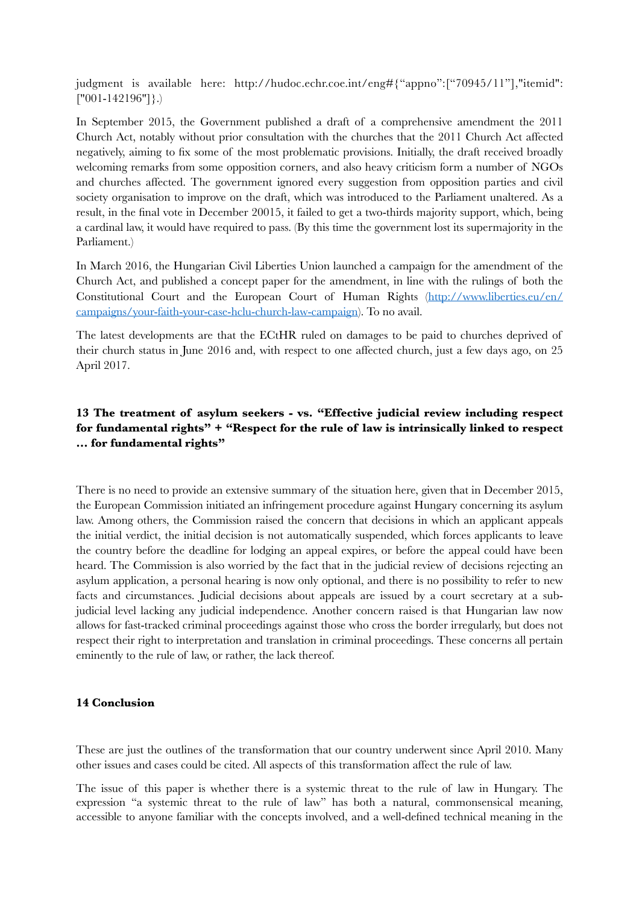judgment is available here: http://hudoc.echr.coe.int/eng#{"appno":["70945/11"],"itemid":["001-142196"]}.)

In September 2015, the Government published a draft of a comprehensive amendment the 2011 Church Act, notably without prior consultation with the churches that the 2011 Church Act affected negatively, aiming to fix some of the most problematic provisions. Initially, the draft received broadly welcoming remarks from some opposition corners, and also heavy criticism form a number of NGOs and churches affected. The government ignored every suggestion from opposition parties and civil society organisation to improve on the draft, which was introduced to the Parliament unaltered. As a result, in the final vote in December 20015, it failed to get a two-thirds majority support, which, being a cardinal law, it would have required to pass. (By this time the government lost its supermajority in the Parliament.)

In March 2016, the Hungarian Civil Liberties Union launched a campaign for the amendment of the Church Act, and published a concept paper for the amendment, in line with the rulings of both the Constitutional Court and the European Court of Human Rights ([http://www.liberties.eu/en/campaigns/your-faith-your-case-hclu-church-law-campaign](http://www.liberties.eu/en/campaigns/your-faith-your-case-hclu-church-law-campaign)). To no avail.

The latest developments are that the ECtHR ruled on damages to be paid to churches deprived of their church status in June 2016 and, with respect to one affected church, just a few days ago, on 25 April 2017.

## 13 The treatment of asylum seekers - vs. "Effective judicial review including respect for fundamental rights" + "Respect for the rule of law is intrinsically linked to respect … for fundamental rights"

There is no need to provide an extensive summary of the situation here, given that in December 2015, the European Commission initiated an infringement procedure against Hungary concerning its asylum law. Among others, the Commission raised the concern that decisions in which an applicant appeals the initial verdict, the initial decision is not automatically suspended, which forces applicants to leave the country before the deadline for lodging an appeal expires, or before the appeal could have been heard. The Commission is also worried by the fact that in the judicial review of decisions rejecting an asylum application, a personal hearing is now only optional, and there is no possibility to refer to new facts and circumstances. Judicial decisions about appeals are issued by a court secretary at a sub-judicial level lacking any judicial independence. Another concern raised is that Hungarian law now allows for fast-tracked criminal proceedings against those who cross the border irregularly, but does not respect their right to interpretation and translation in criminal proceedings. These concerns all pertain eminently to the rule of law, or rather, the lack thereof.

## 14 Conclusion

These are just the outlines of the transformation that our country underwent since April 2010. Many other issues and cases could be cited. All aspects of this transformation affect the rule of law.

The issue of this paper is whether there is a systemic threat to the rule of law in Hungary. The expression "a systemic threat to the rule of law" has both a natural, commonsensical meaning, accessible to anyone familiar with the concepts involved, and a well-defined technical meaning in the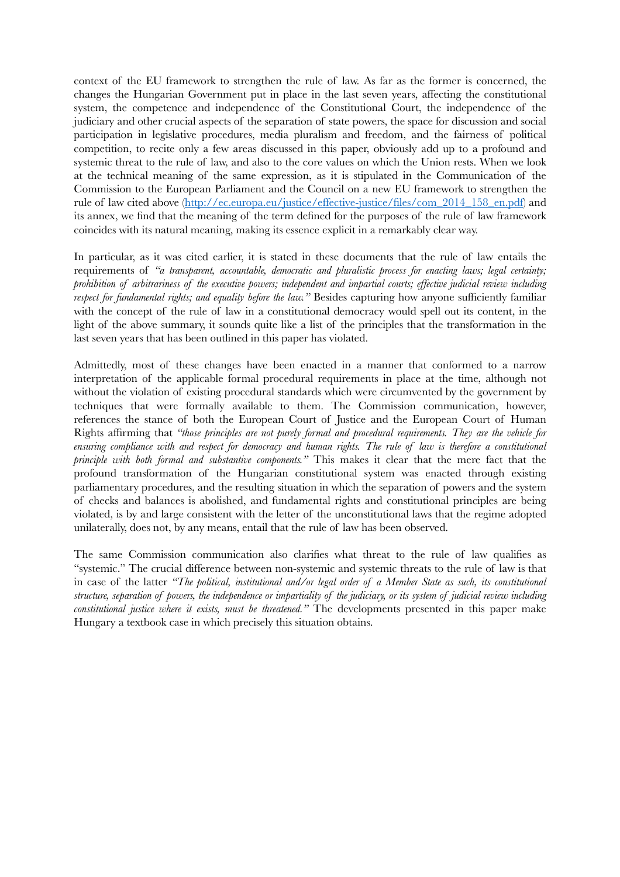context of the EU framework to strengthen the rule of law. As far as the former is concerned, the changes the Hungarian Government put in place in the last seven years, affecting the constitutional system, the competence and independence of the Constitutional Court, the independence of the judiciary and other crucial aspects of the separation of state powers, the space for discussion and social participation in legislative procedures, media pluralism and freedom, and the fairness of political competition, to recite only a few areas discussed in this paper, obviously add up to a profound and systemic threat to the rule of law, and also to the core values on which the Union rests. When we look at the technical meaning of the same expression, as it is stipulated in the Communication of the Commission to the European Parliament and the Council on a new EU framework to strengthen the rule of law cited above ([http://ec.europa.eu/justice/effective-justice/files/com_2014_158_en.pdf](http://ec.europa.eu/justice/effective-justice/files/com_2014_158_en.pdf)) and its annex, we find that the meaning of the term defined for the purposes of the rule of law framework coincides with its natural meaning, making its essence explicit in a remarkably clear way.

In particular, as it was cited earlier, it is stated in these documents that the rule of law entails the requirements of *"a transparent, accountable, democratic and pluralistic process for enacting laws; legal certainty; prohibition of arbitrariness of the executive powers; independent and impartial courts; effective judicial review including respect for fundamental rights; and equality before the law."* Besides capturing how anyone sufficiently familiar with the concept of the rule of law in a constitutional democracy would spell out its content, in the light of the above summary, it sounds quite like a list of the principles that the transformation in the last seven years that has been outlined in this paper has violated.

Admittedly, most of these changes have been enacted in a manner that conformed to a narrow interpretation of the applicable formal procedural requirements in place at the time, although not without the violation of existing procedural standards which were circumvented by the government by techniques that were formally available to them. The Commission communication, however, references the stance of both the European Court of Justice and the European Court of Human Rights affirming that *"those principles are not purely formal and procedural requirements. They are the vehicle for ensuring compliance with and respect for democracy and human rights. The rule of law is therefore a constitutional principle with both formal and substantive components."* This makes it clear that the mere fact that the profound transformation of the Hungarian constitutional system was enacted through existing parliamentary procedures, and the resulting situation in which the separation of powers and the system of checks and balances is abolished, and fundamental rights and constitutional principles are being violated, is by and large consistent with the letter of the unconstitutional laws that the regime adopted unilaterally, does not, by any means, entail that the rule of law has been observed.

The same Commission communication also clarifies what threat to the rule of law qualifies as "systemic." The crucial difference between non-systemic and systemic threats to the rule of law is that in case of the latter *"The political, institutional and/or legal order of a Member State as such, its constitutional structure, separation of powers, the independence or impartiality of the judiciary, or its system of judicial review including constitutional justice where it exists, must be threatened."* The developments presented in this paper make Hungary a textbook case in which precisely this situation obtains.